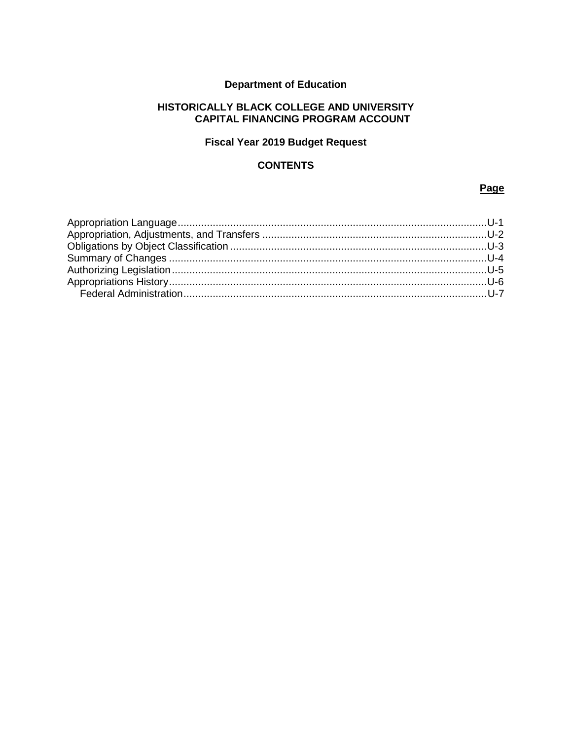**Department of Education**

# HISTORICALLY BLACK COLLEGE AND UNIVERSITY CAPITAL FINANCING PROGRAM ACCOUNT

## Fiscal Year 2019 Budget Request

## CONTENTS

| | Page |
|---|---|
| Appropriation Language | U-1 |
| Appropriation, Adjustments, and Transfers | U-2 |
| Obligations by Object Classification | U-3 |
| Summary of Changes | U-4 |
| Authorizing Legislation | U-5 |
| Appropriations History | U-6 |
| Federal Administration | U-7 |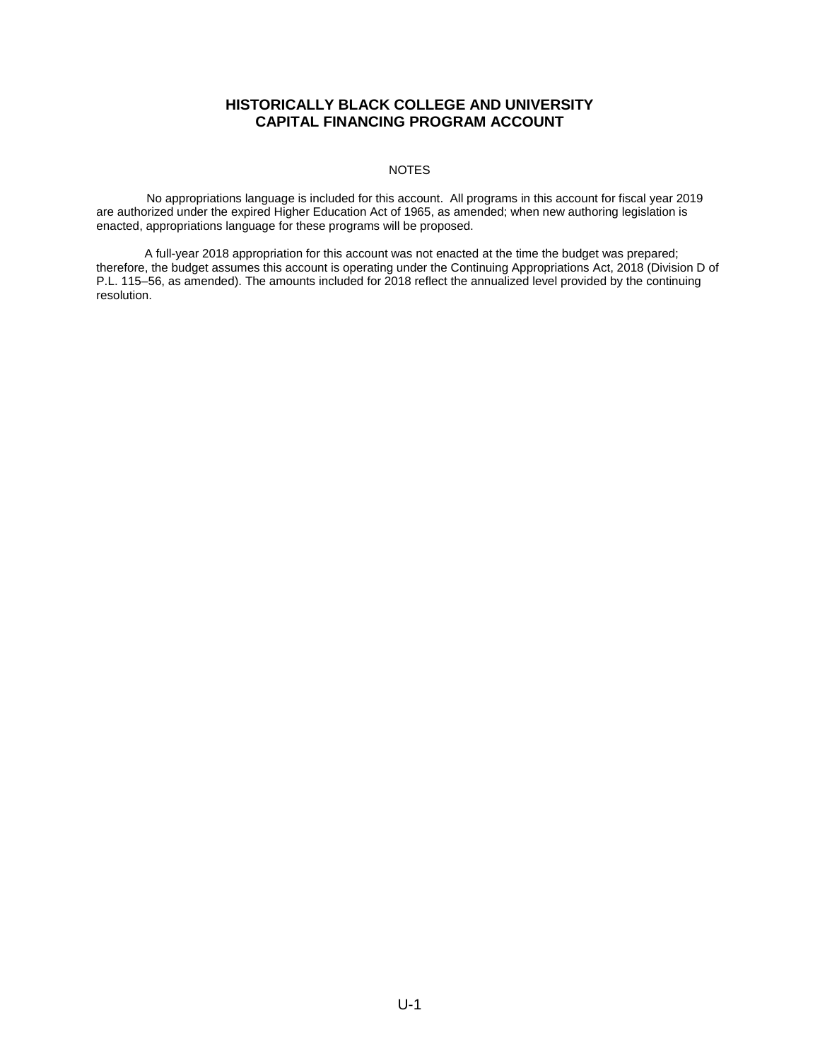# HISTORICALLY BLACK COLLEGE AND UNIVERSITY CAPITAL FINANCING PROGRAM ACCOUNT

NOTES

No appropriations language is included for this account. All programs in this account for fiscal year 2019 are authorized under the expired Higher Education Act of 1965, as amended; when new authoring legislation is enacted, appropriations language for these programs will be proposed.

A full-year 2018 appropriation for this account was not enacted at the time the budget was prepared; therefore, the budget assumes this account is operating under the Continuing Appropriations Act, 2018 (Division D of P.L. 115–56, as amended). The amounts included for 2018 reflect the annualized level provided by the continuing resolution.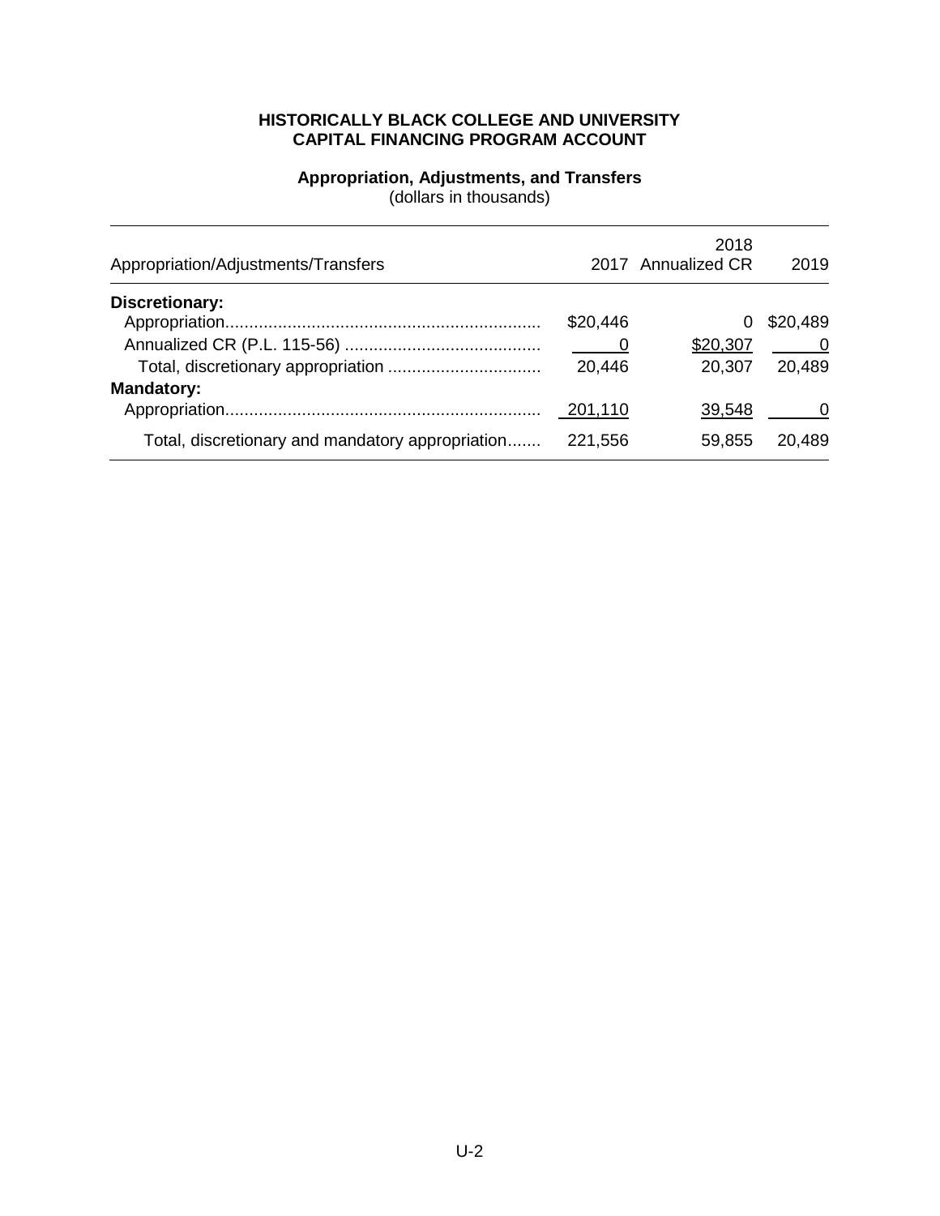**HISTORICALLY BLACK COLLEGE AND UNIVERSITY CAPITAL FINANCING PROGRAM ACCOUNT**

**Appropriation, Adjustments, and Transfers**
(dollars in thousands)

| Appropriation/Adjustments/Transfers | 2017 | 2018 Annualized CR | 2019 |
|---|---|---|---|
| **Discretionary:** | | | |
| Appropriation | $20,446 | 0 | $20,489 |
| Annualized CR (P.L. 115-56) | 0 | $20,307 | 0 |
| Total, discretionary appropriation | 20,446 | 20,307 | 20,489 |
| **Mandatory:** | | | |
| Appropriation | 201,110 | 39,548 | 0 |
| Total, discretionary and mandatory appropriation | 221,556 | 59,855 | 20,489 |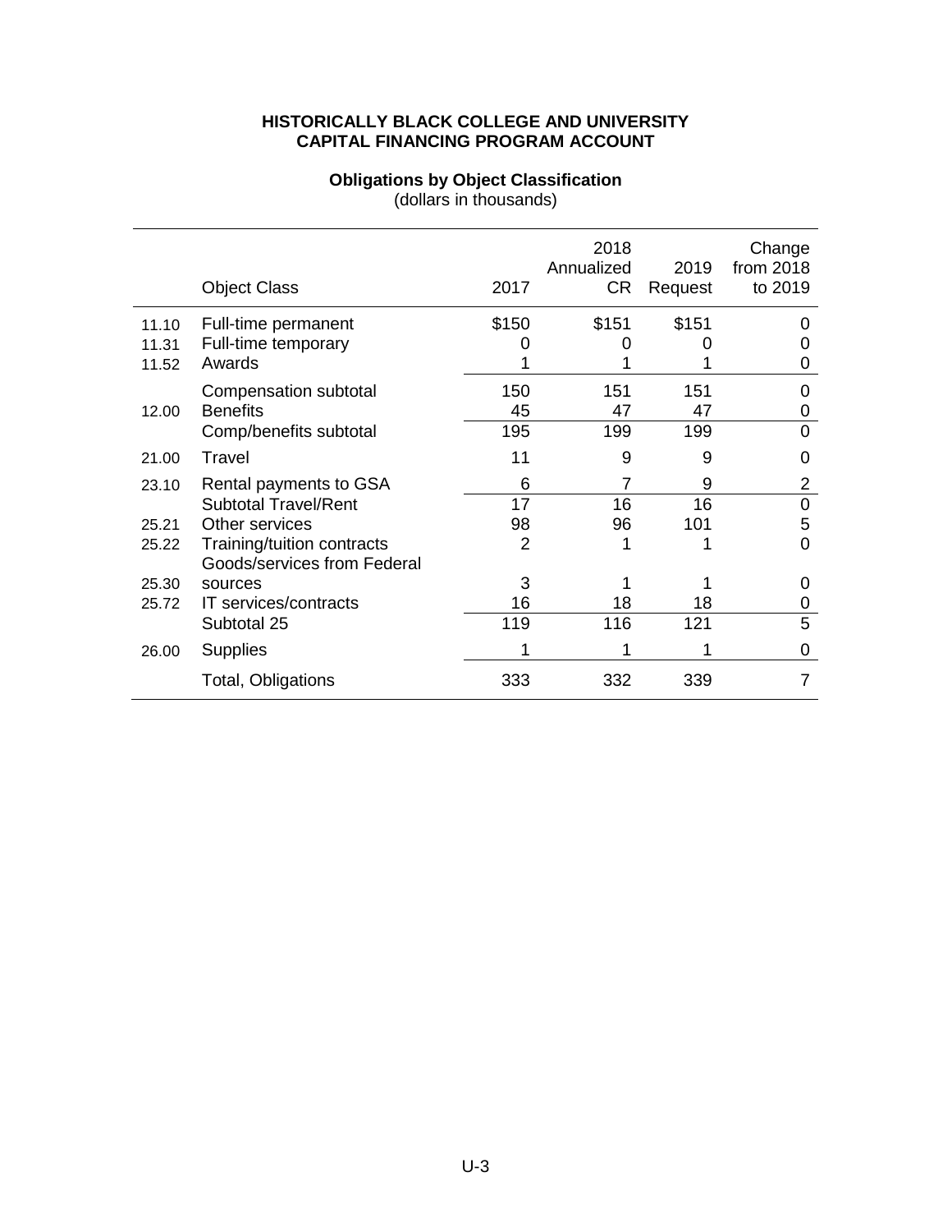**HISTORICALLY BLACK COLLEGE AND UNIVERSITY**
**CAPITAL FINANCING PROGRAM ACCOUNT**

**Obligations by Object Classification**
(dollars in thousands)

| | Object Class | 2017 | 2018 Annualized CR | 2019 Request | Change from 2018 to 2019 |
|---|---|---|---|---|---|
| 11.10 | Full-time permanent | $150 | $151 | $151 | 0 |
| 11.31 | Full-time temporary | 0 | 0 | 0 | 0 |
| 11.52 | Awards | 1 | 1 | 1 | 0 |
| | Compensation subtotal | 150 | 151 | 151 | 0 |
| 12.00 | Benefits | 45 | 47 | 47 | 0 |
| | Comp/benefits subtotal | 195 | 199 | 199 | 0 |
| 21.00 | Travel | 11 | 9 | 9 | 0 |
| 23.10 | Rental payments to GSA | 6 | 7 | 9 | 2 |
| | Subtotal Travel/Rent | 17 | 16 | 16 | 0 |
| 25.21 | Other services | 98 | 96 | 101 | 5 |
| 25.22 | Training/tuition contracts | 2 | 1 | 1 | 0 |
| 25.30 | Goods/services from Federal sources | 3 | 1 | 1 | 0 |
| 25.72 | IT services/contracts | 16 | 18 | 18 | 0 |
| | Subtotal 25 | 119 | 116 | 121 | 5 |
| 26.00 | Supplies | 1 | 1 | 1 | 0 |
| | Total, Obligations | 333 | 332 | 339 | 7 |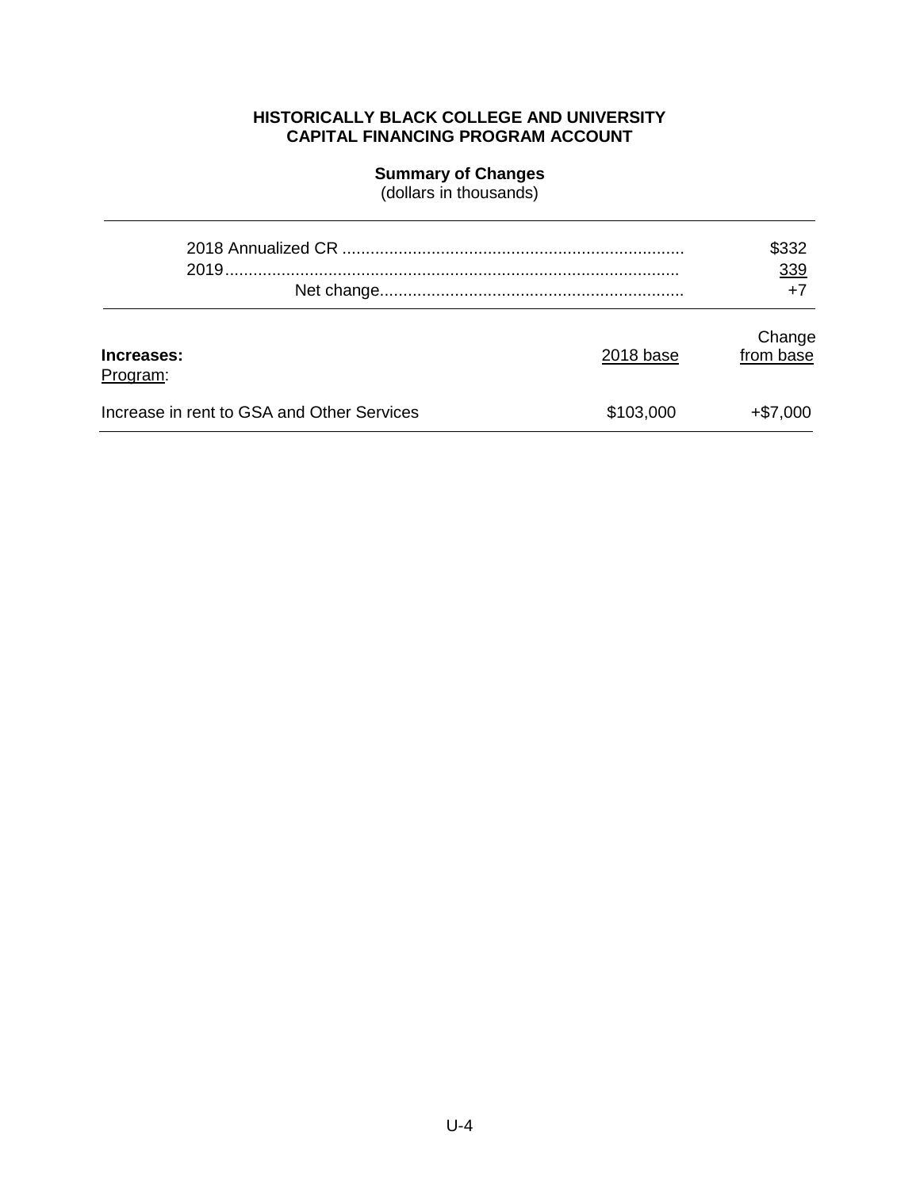**HISTORICALLY BLACK COLLEGE AND UNIVERSITY**
**CAPITAL FINANCING PROGRAM ACCOUNT**

**Summary of Changes**
(dollars in thousands)

| | |
|---|---|
| 2018 Annualized CR | $332 |
| 2019 | 339 |
| Net change | +7 |

| **Increases:** | 2018 base | Change from base |
|---|---|---|
| Program: | | |
| Increase in rent to GSA and Other Services | $103,000 | +$7,000 |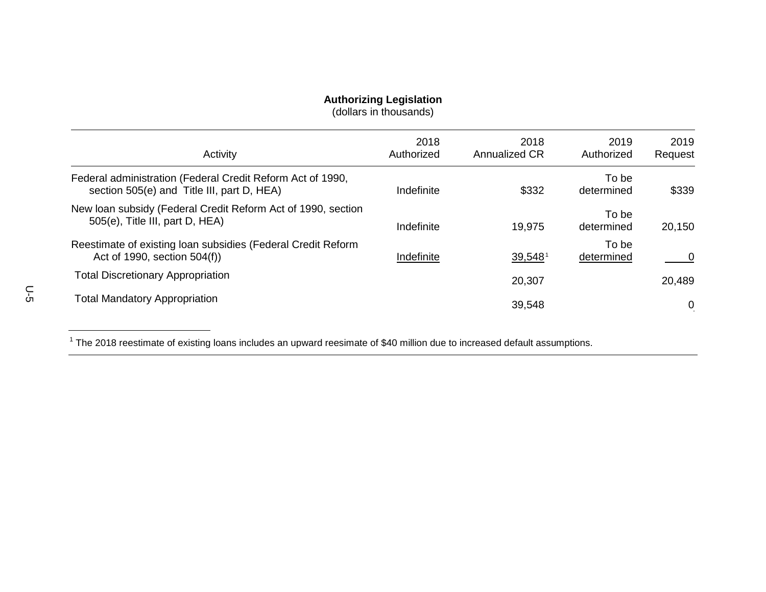**Authorizing Legislation**
(dollars in thousands)

| Activity | 2018 Authorized | 2018 Annualized CR | 2019 Authorized | 2019 Request |
|---|---|---|---|---|
| Federal administration (Federal Credit Reform Act of 1990, section 505(e) and Title III, part D, HEA) | Indefinite | $332 | To be determined | $339 |
| New loan subsidy (Federal Credit Reform Act of 1990, section 505(e), Title III, part D, HEA) | Indefinite | 19,975 | To be determined | 20,150 |
| Reestimate of existing loan subsidies (Federal Credit Reform Act of 1990, section 504(f)) | Indefinite | 39,548[1] | To be determined | 0 |
| Total Discretionary Appropriation | | 20,307 | | 20,489 |
| Total Mandatory Appropriation | | 39,548 | | 0 |

[1] The 2018 reestimate of existing loans includes an upward reesimate of $40 million due to increased default assumptions.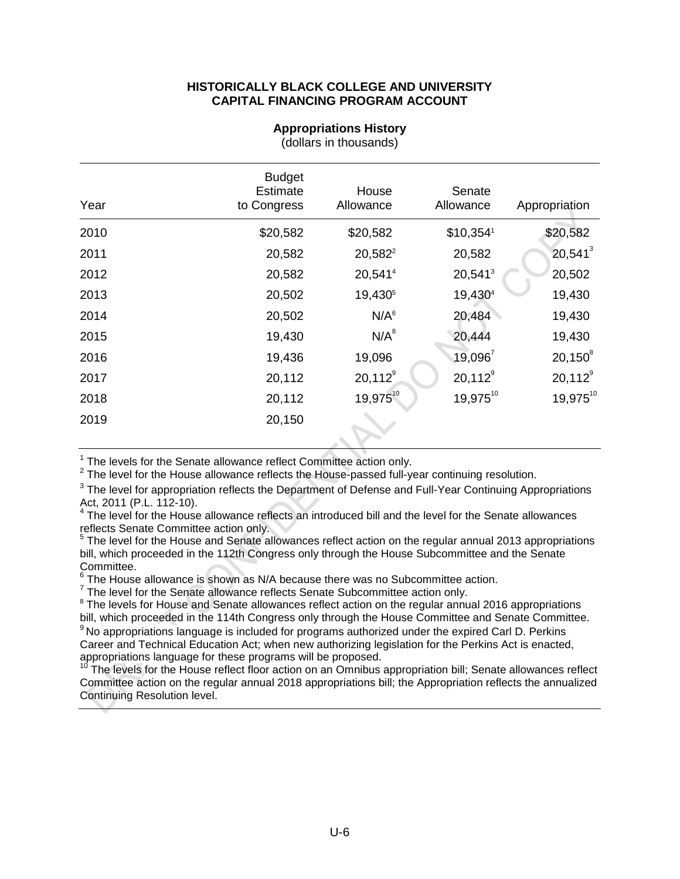## HISTORICALLY BLACK COLLEGE AND UNIVERSITY CAPITAL FINANCING PROGRAM ACCOUNT

### Appropriations History

(dollars in thousands)

| Year | Budget Estimate to Congress | House Allowance | Senate Allowance | Appropriation |
|---|---|---|---|---|
| 2010 | $20,582 | $20,582 | $10,354[1] | $20,582 |
| 2011 | 20,582 | 20,582[2] | 20,582 | 20,541[3] |
| 2012 | 20,582 | 20,541[4] | 20,541[3] | 20,502 |
| 2013 | 20,502 | 19,430[5] | 19,430[4] | 19,430 |
| 2014 | 20,502 | N/A[6] | 20,484 | 19,430 |
| 2015 | 19,430 | N/A[8] | 20,444 | 19,430 |
| 2016 | 19,436 | 19,096 | 19,096[7] | 20,150[8] |
| 2017 | 20,112 | 20,112[9] | 20,112[9] | 20,112[9] |
| 2018 | 20,112 | 19,975[10] | 19,975[10] | 19,975[10] |
| 2019 | 20,150 | | | |

[1] The levels for the Senate allowance reflect Committee action only.

[2] The level for the House allowance reflects the House-passed full-year continuing resolution.

[3] The level for appropriation reflects the Department of Defense and Full-Year Continuing Appropriations Act, 2011 (P.L. 112-10).

[4] The level for the House allowance reflects an introduced bill and the level for the Senate allowances reflects Senate Committee action only.

[5] The level for the House and Senate allowances reflect action on the regular annual 2013 appropriations bill, which proceeded in the 112th Congress only through the House Subcommittee and the Senate Committee.

[6] The House allowance is shown as N/A because there was no Subcommittee action.

[7] The level for the Senate allowance reflects Senate Subcommittee action only.

[8] The levels for House and Senate allowances reflect action on the regular annual 2016 appropriations bill, which proceeded in the 114th Congress only through the House Committee and Senate Committee.

[9] No appropriations language is included for programs authorized under the expired Carl D. Perkins Career and Technical Education Act; when new authorizing legislation for the Perkins Act is enacted, appropriations language for these programs will be proposed.

[10] The levels for the House reflect floor action on an Omnibus appropriation bill; Senate allowances reflect Committee action on the regular annual 2018 appropriations bill; the Appropriation reflects the annualized Continuing Resolution level.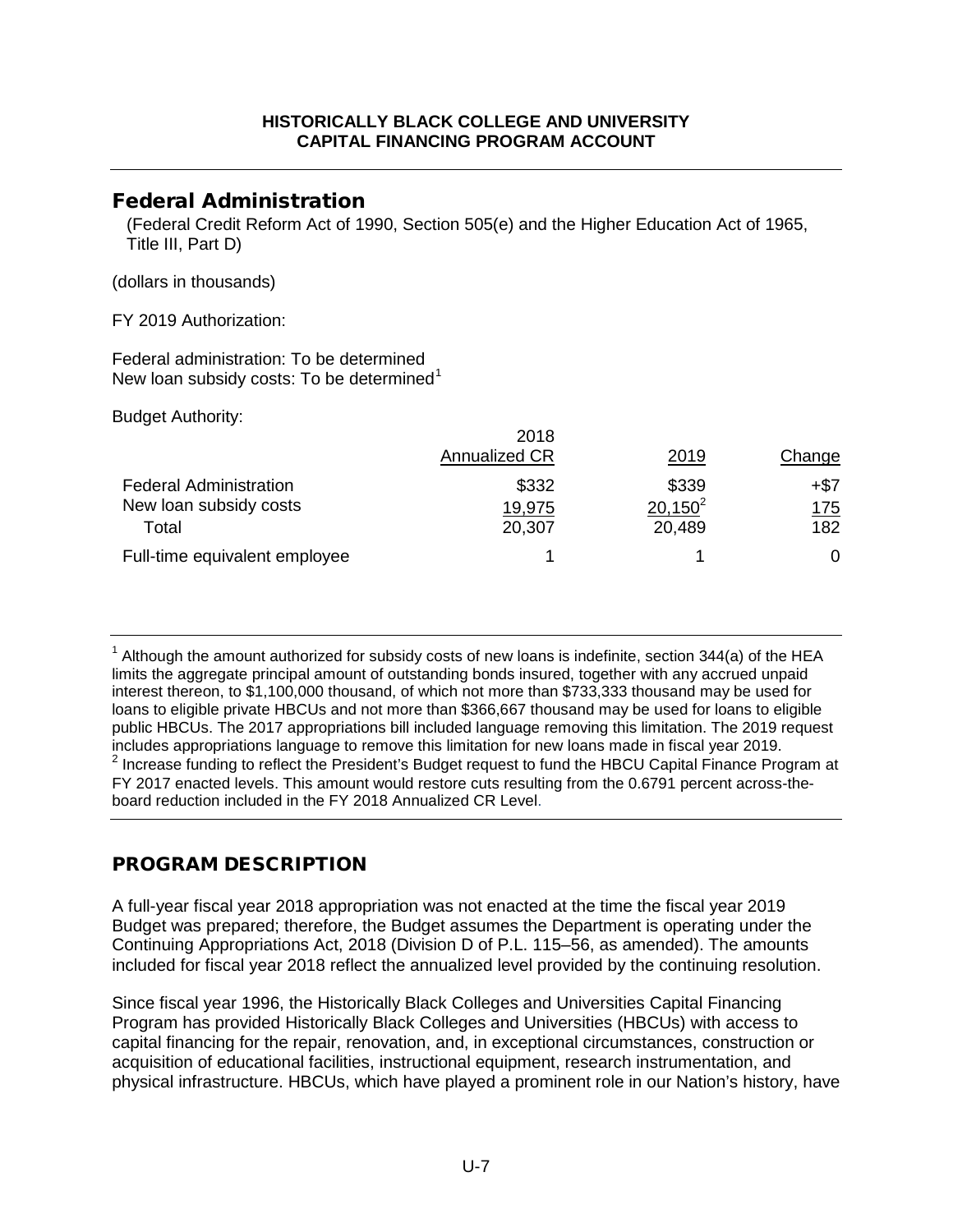**HISTORICALLY BLACK COLLEGE AND UNIVERSITY CAPITAL FINANCING PROGRAM ACCOUNT**

## Federal Administration

(Federal Credit Reform Act of 1990, Section 505(e) and the Higher Education Act of 1965, Title III, Part D)

(dollars in thousands)

FY 2019 Authorization:

Federal administration: To be determined
New loan subsidy costs: To be determined[1]

Budget Authority:

| | 2018 Annualized CR | 2019 | Change |
|---|---|---|---|
| Federal Administration | $332 | $339 | +$7 |
| New loan subsidy costs | 19,975 | 20,150[2] | 175 |
| Total | 20,307 | 20,489 | 182 |
| Full-time equivalent employee | 1 | 1 | 0 |

[1] Although the amount authorized for subsidy costs of new loans is indefinite, section 344(a) of the HEA limits the aggregate principal amount of outstanding bonds insured, together with any accrued unpaid interest thereon, to $1,100,000 thousand, of which not more than $733,333 thousand may be used for loans to eligible private HBCUs and not more than $366,667 thousand may be used for loans to eligible public HBCUs. The 2017 appropriations bill included language removing this limitation. The 2019 request includes appropriations language to remove this limitation for new loans made in fiscal year 2019.
[2] Increase funding to reflect the President's Budget request to fund the HBCU Capital Finance Program at FY 2017 enacted levels. This amount would restore cuts resulting from the 0.6791 percent across-the-board reduction included in the FY 2018 Annualized CR Level.

## PROGRAM DESCRIPTION

A full-year fiscal year 2018 appropriation was not enacted at the time the fiscal year 2019 Budget was prepared; therefore, the Budget assumes the Department is operating under the Continuing Appropriations Act, 2018 (Division D of P.L. 115–56, as amended). The amounts included for fiscal year 2018 reflect the annualized level provided by the continuing resolution.

Since fiscal year 1996, the Historically Black Colleges and Universities Capital Financing Program has provided Historically Black Colleges and Universities (HBCUs) with access to capital financing for the repair, renovation, and, in exceptional circumstances, construction or acquisition of educational facilities, instructional equipment, research instrumentation, and physical infrastructure. HBCUs, which have played a prominent role in our Nation's history, have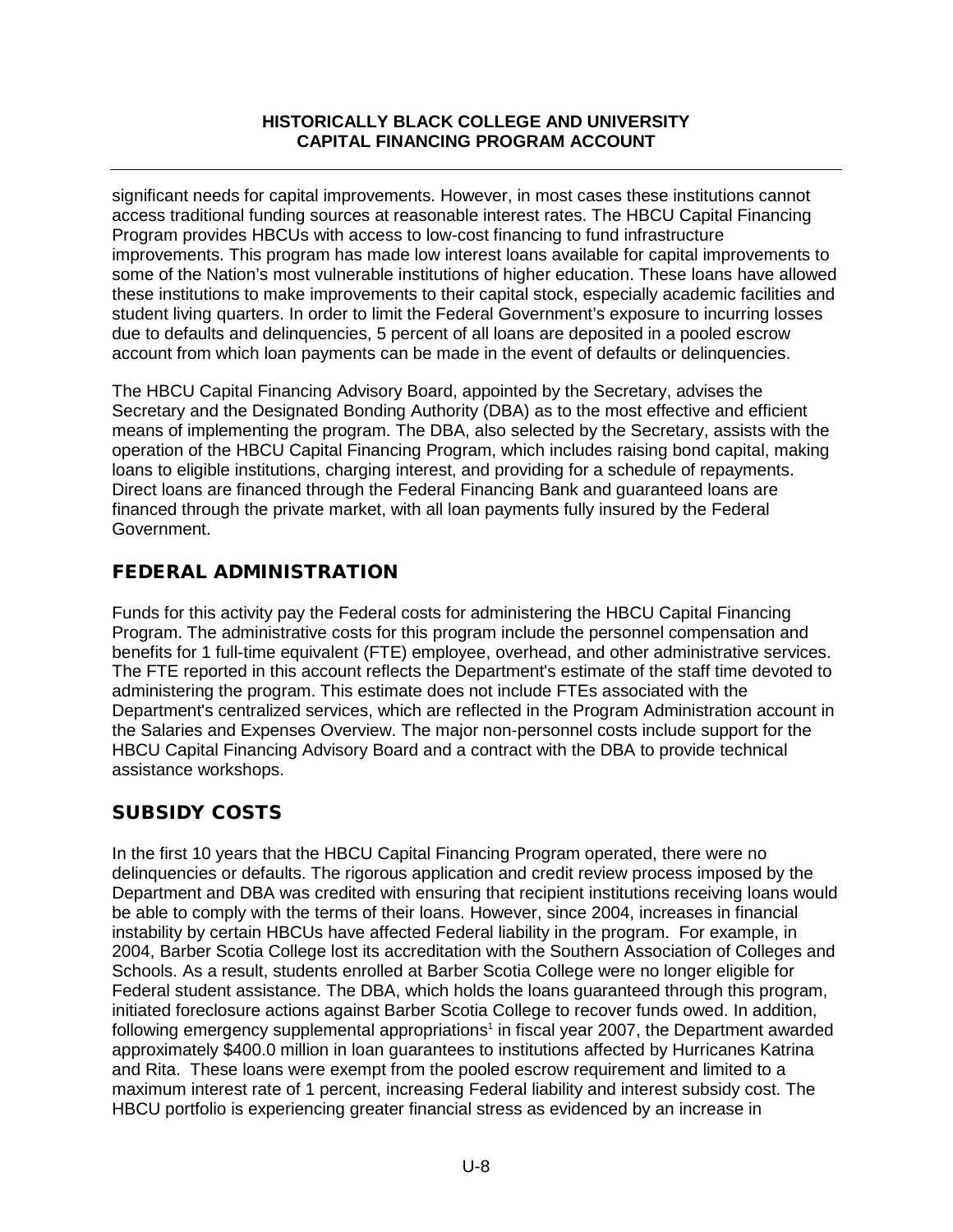significant needs for capital improvements. However, in most cases these institutions cannot access traditional funding sources at reasonable interest rates. The HBCU Capital Financing Program provides HBCUs with access to low-cost financing to fund infrastructure improvements. This program has made low interest loans available for capital improvements to some of the Nation's most vulnerable institutions of higher education. These loans have allowed these institutions to make improvements to their capital stock, especially academic facilities and student living quarters. In order to limit the Federal Government's exposure to incurring losses due to defaults and delinquencies, 5 percent of all loans are deposited in a pooled escrow account from which loan payments can be made in the event of defaults or delinquencies.

The HBCU Capital Financing Advisory Board, appointed by the Secretary, advises the Secretary and the Designated Bonding Authority (DBA) as to the most effective and efficient means of implementing the program. The DBA, also selected by the Secretary, assists with the operation of the HBCU Capital Financing Program, which includes raising bond capital, making loans to eligible institutions, charging interest, and providing for a schedule of repayments. Direct loans are financed through the Federal Financing Bank and guaranteed loans are financed through the private market, with all loan payments fully insured by the Federal Government.

## FEDERAL ADMINISTRATION

Funds for this activity pay the Federal costs for administering the HBCU Capital Financing Program. The administrative costs for this program include the personnel compensation and benefits for 1 full-time equivalent (FTE) employee, overhead, and other administrative services. The FTE reported in this account reflects the Department's estimate of the staff time devoted to administering the program. This estimate does not include FTEs associated with the Department's centralized services, which are reflected in the Program Administration account in the Salaries and Expenses Overview. The major non-personnel costs include support for the HBCU Capital Financing Advisory Board and a contract with the DBA to provide technical assistance workshops.

## SUBSIDY COSTS

In the first 10 years that the HBCU Capital Financing Program operated, there were no delinquencies or defaults. The rigorous application and credit review process imposed by the Department and DBA was credited with ensuring that recipient institutions receiving loans would be able to comply with the terms of their loans. However, since 2004, increases in financial instability by certain HBCUs have affected Federal liability in the program. For example, in 2004, Barber Scotia College lost its accreditation with the Southern Association of Colleges and Schools. As a result, students enrolled at Barber Scotia College were no longer eligible for Federal student assistance. The DBA, which holds the loans guaranteed through this program, initiated foreclosure actions against Barber Scotia College to recover funds owed. In addition, following emergency supplemental appropriations[1] in fiscal year 2007, the Department awarded approximately $400.0 million in loan guarantees to institutions affected by Hurricanes Katrina and Rita. These loans were exempt from the pooled escrow requirement and limited to a maximum interest rate of 1 percent, increasing Federal liability and interest subsidy cost. The HBCU portfolio is experiencing greater financial stress as evidenced by an increase in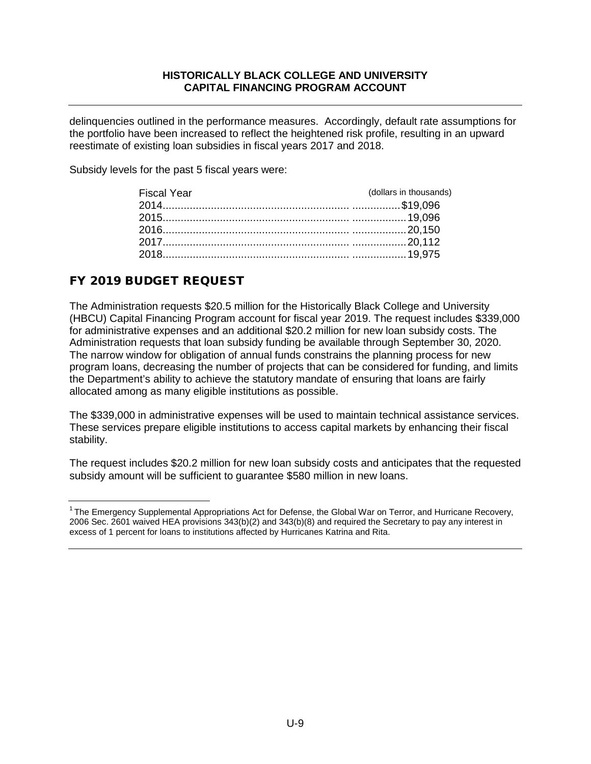delinquencies outlined in the performance measures. Accordingly, default rate assumptions for the portfolio have been increased to reflect the heightened risk profile, resulting in an upward reestimate of existing loan subsidies in fiscal years 2017 and 2018.

Subsidy levels for the past 5 fiscal years were:

| Fiscal Year | (dollars in thousands) |
|---|---|
| 2014 | $19,096 |
| 2015 | 19,096 |
| 2016 | 20,150 |
| 2017 | 20,112 |
| 2018 | 19,975 |

## FY 2019 BUDGET REQUEST

The Administration requests $20.5 million for the Historically Black College and University (HBCU) Capital Financing Program account for fiscal year 2019. The request includes $339,000 for administrative expenses and an additional $20.2 million for new loan subsidy costs. The Administration requests that loan subsidy funding be available through September 30, 2020. The narrow window for obligation of annual funds constrains the planning process for new program loans, decreasing the number of projects that can be considered for funding, and limits the Department's ability to achieve the statutory mandate of ensuring that loans are fairly allocated among as many eligible institutions as possible.

The $339,000 in administrative expenses will be used to maintain technical assistance services. These services prepare eligible institutions to access capital markets by enhancing their fiscal stability.

The request includes $20.2 million for new loan subsidy costs and anticipates that the requested subsidy amount will be sufficient to guarantee $580 million in new loans.

---

[1] The Emergency Supplemental Appropriations Act for Defense, the Global War on Terror, and Hurricane Recovery, 2006 Sec. 2601 waived HEA provisions 343(b)(2) and 343(b)(8) and required the Secretary to pay any interest in excess of 1 percent for loans to institutions affected by Hurricanes Katrina and Rita.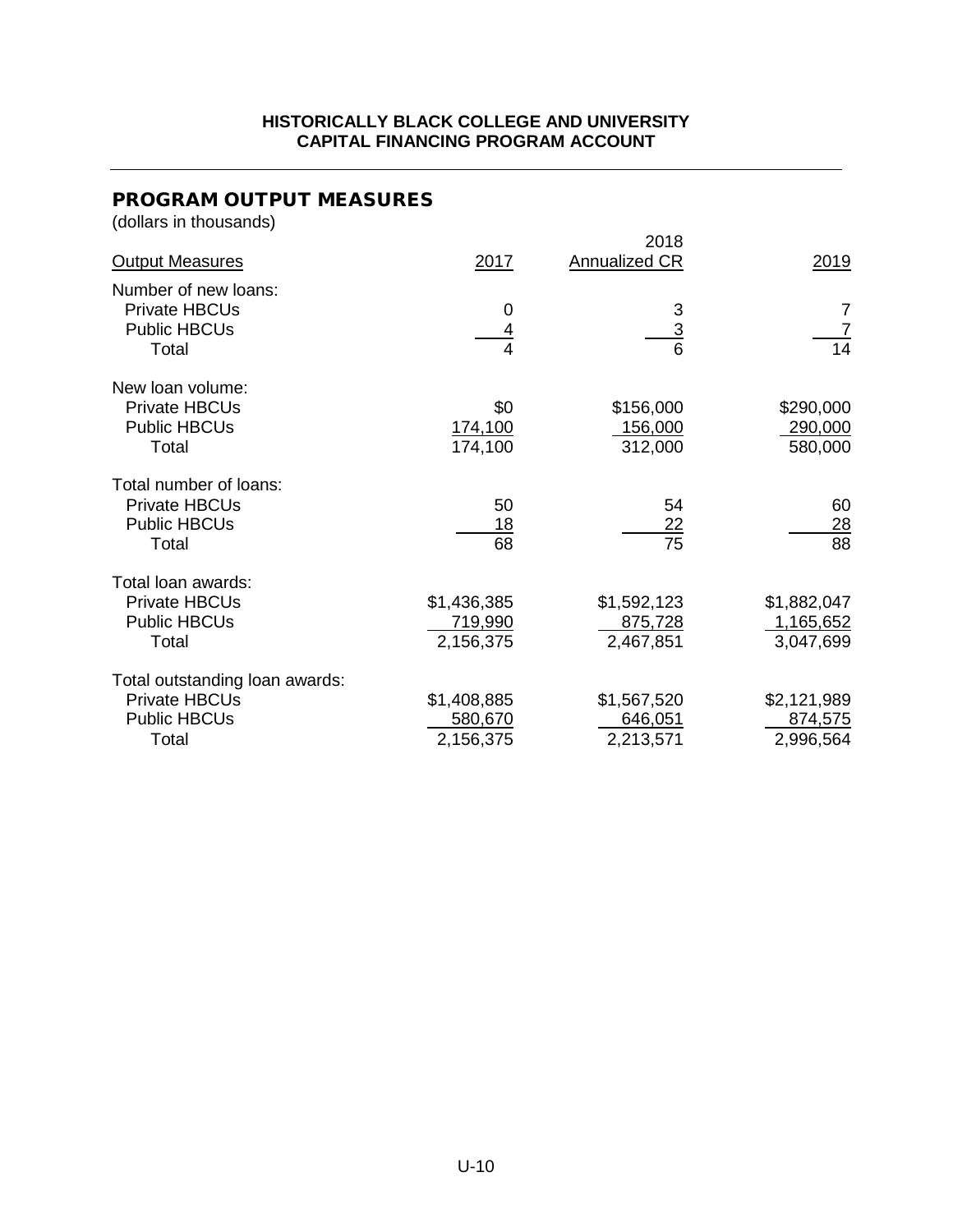**HISTORICALLY BLACK COLLEGE AND UNIVERSITY**
**CAPITAL FINANCING PROGRAM ACCOUNT**

## PROGRAM OUTPUT MEASURES

(dollars in thousands)

| Output Measures | 2017 | 2018 Annualized CR | 2019 |
|---|---|---|---|
| Number of new loans: | | | |
| Private HBCUs | 0 | 3 | 7 |
| Public HBCUs | 4 | 3 | 7 |
| Total | 4 | 6 | 14 |
| New loan volume: | | | |
| Private HBCUs | $0 | $156,000 | $290,000 |
| Public HBCUs | 174,100 | 156,000 | 290,000 |
| Total | 174,100 | 312,000 | 580,000 |
| Total number of loans: | | | |
| Private HBCUs | 50 | 54 | 60 |
| Public HBCUs | 18 | 22 | 28 |
| Total | 68 | 75 | 88 |
| Total loan awards: | | | |
| Private HBCUs | $1,436,385 | $1,592,123 | $1,882,047 |
| Public HBCUs | 719,990 | 875,728 | 1,165,652 |
| Total | 2,156,375 | 2,467,851 | 3,047,699 |
| Total outstanding loan awards: | | | |
| Private HBCUs | $1,408,885 | $1,567,520 | $2,121,989 |
| Public HBCUs | 580,670 | 646,051 | 874,575 |
| Total | 2,156,375 | 2,213,571 | 2,996,564 |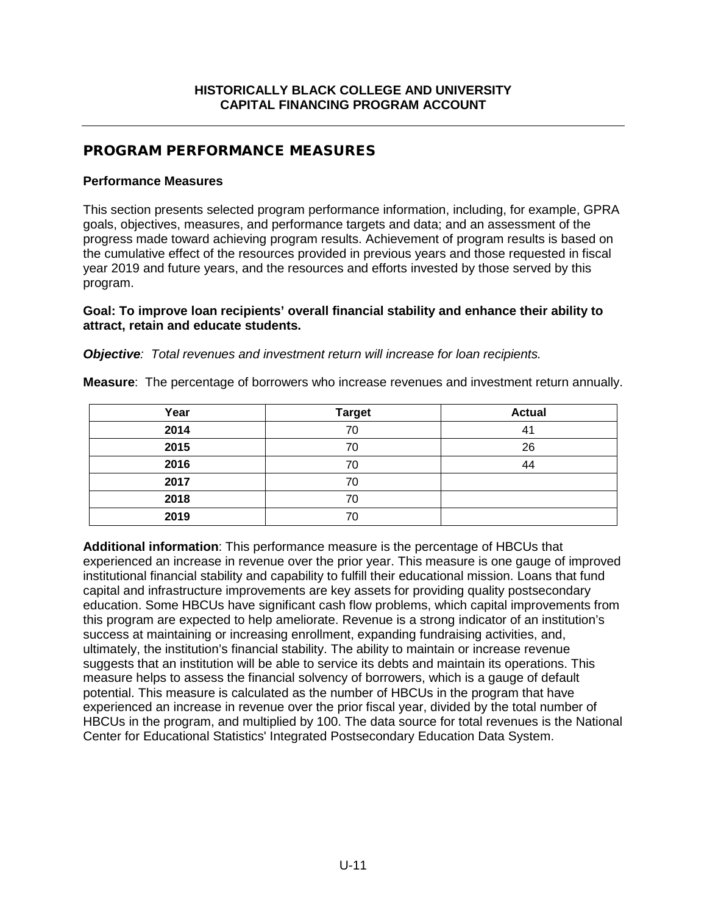**HISTORICALLY BLACK COLLEGE AND UNIVERSITY CAPITAL FINANCING PROGRAM ACCOUNT**

## PROGRAM PERFORMANCE MEASURES

### Performance Measures

This section presents selected program performance information, including, for example, GPRA goals, objectives, measures, and performance targets and data; and an assessment of the progress made toward achieving program results. Achievement of program results is based on the cumulative effect of the resources provided in previous years and those requested in fiscal year 2019 and future years, and the resources and efforts invested by those served by this program.

**Goal: To improve loan recipients' overall financial stability and enhance their ability to attract, retain and educate students.**

***Objective**: Total revenues and investment return will increase for loan recipients.*

**Measure**: The percentage of borrowers who increase revenues and investment return annually.

| Year | Target | Actual |
|---|---|---|
| **2014** | 70 | 41 |
| **2015** | 70 | 26 |
| **2016** | 70 | 44 |
| **2017** | 70 | |
| **2018** | 70 | |
| **2019** | 70 | |

**Additional information**: This performance measure is the percentage of HBCUs that experienced an increase in revenue over the prior year. This measure is one gauge of improved institutional financial stability and capability to fulfill their educational mission. Loans that fund capital and infrastructure improvements are key assets for providing quality postsecondary education. Some HBCUs have significant cash flow problems, which capital improvements from this program are expected to help ameliorate. Revenue is a strong indicator of an institution's success at maintaining or increasing enrollment, expanding fundraising activities, and, ultimately, the institution's financial stability. The ability to maintain or increase revenue suggests that an institution will be able to service its debts and maintain its operations. This measure helps to assess the financial solvency of borrowers, which is a gauge of default potential. This measure is calculated as the number of HBCUs in the program that have experienced an increase in revenue over the prior fiscal year, divided by the total number of HBCUs in the program, and multiplied by 100. The data source for total revenues is the National Center for Educational Statistics' Integrated Postsecondary Education Data System.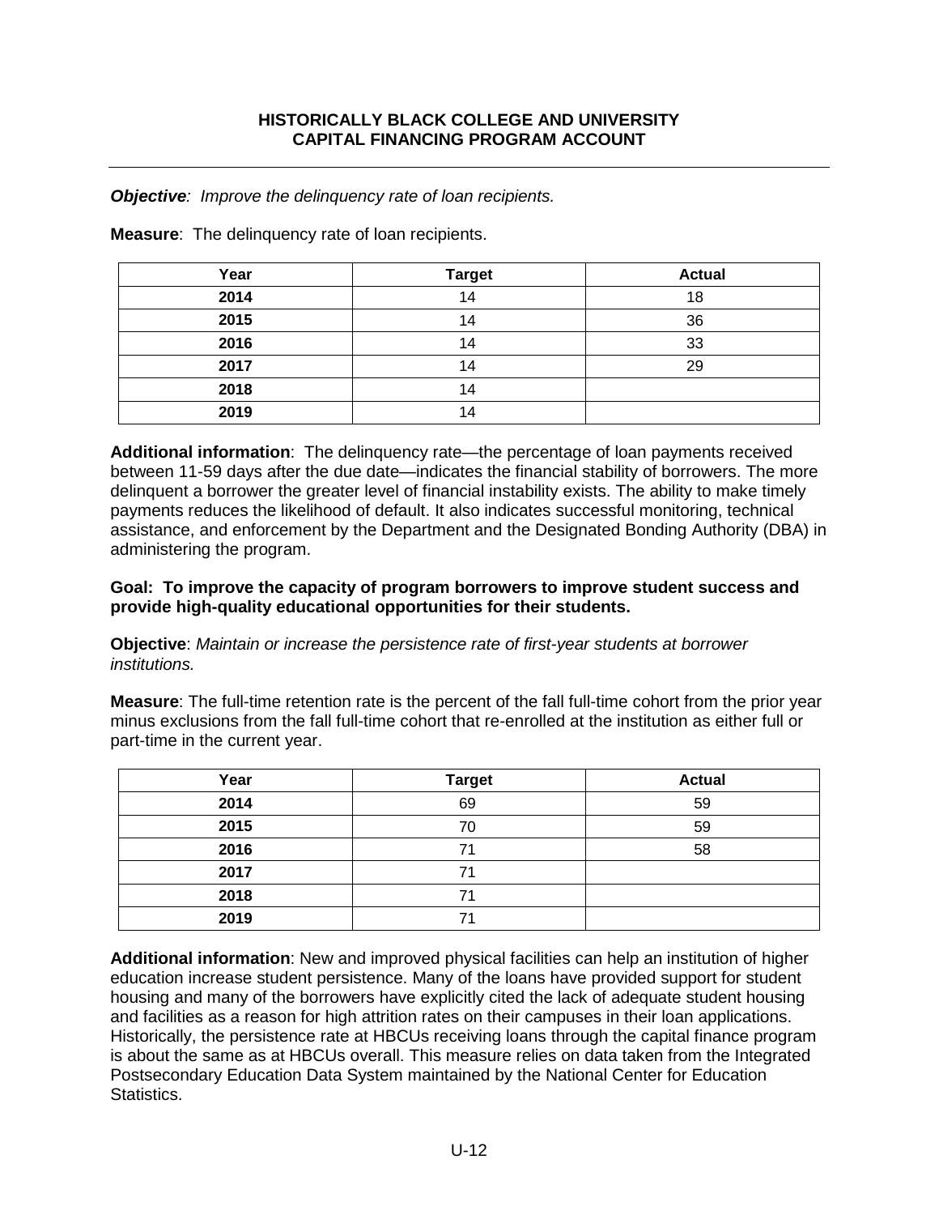**HISTORICALLY BLACK COLLEGE AND UNIVERSITY CAPITAL FINANCING PROGRAM ACCOUNT**

***Objective****: Improve the delinquency rate of loan recipients.*

**Measure**: The delinquency rate of loan recipients.

| Year | Target | Actual |
|---|---|---|
| **2014** | 14 | 18 |
| **2015** | 14 | 36 |
| **2016** | 14 | 33 |
| **2017** | 14 | 29 |
| **2018** | 14 | |
| **2019** | 14 | |

**Additional information**: The delinquency rate—the percentage of loan payments received between 11-59 days after the due date—indicates the financial stability of borrowers. The more delinquent a borrower the greater level of financial instability exists. The ability to make timely payments reduces the likelihood of default. It also indicates successful monitoring, technical assistance, and enforcement by the Department and the Designated Bonding Authority (DBA) in administering the program.

**Goal: To improve the capacity of program borrowers to improve student success and provide high-quality educational opportunities for their students.**

**Objective**: *Maintain or increase the persistence rate of first-year students at borrower institutions.*

**Measure**: The full-time retention rate is the percent of the fall full-time cohort from the prior year minus exclusions from the fall full-time cohort that re-enrolled at the institution as either full or part-time in the current year.

| Year | Target | Actual |
|---|---|---|
| **2014** | 69 | 59 |
| **2015** | 70 | 59 |
| **2016** | 71 | 58 |
| **2017** | 71 | |
| **2018** | 71 | |
| **2019** | 71 | |

**Additional information**: New and improved physical facilities can help an institution of higher education increase student persistence. Many of the loans have provided support for student housing and many of the borrowers have explicitly cited the lack of adequate student housing and facilities as a reason for high attrition rates on their campuses in their loan applications. Historically, the persistence rate at HBCUs receiving loans through the capital finance program is about the same as at HBCUs overall. This measure relies on data taken from the Integrated Postsecondary Education Data System maintained by the National Center for Education Statistics.